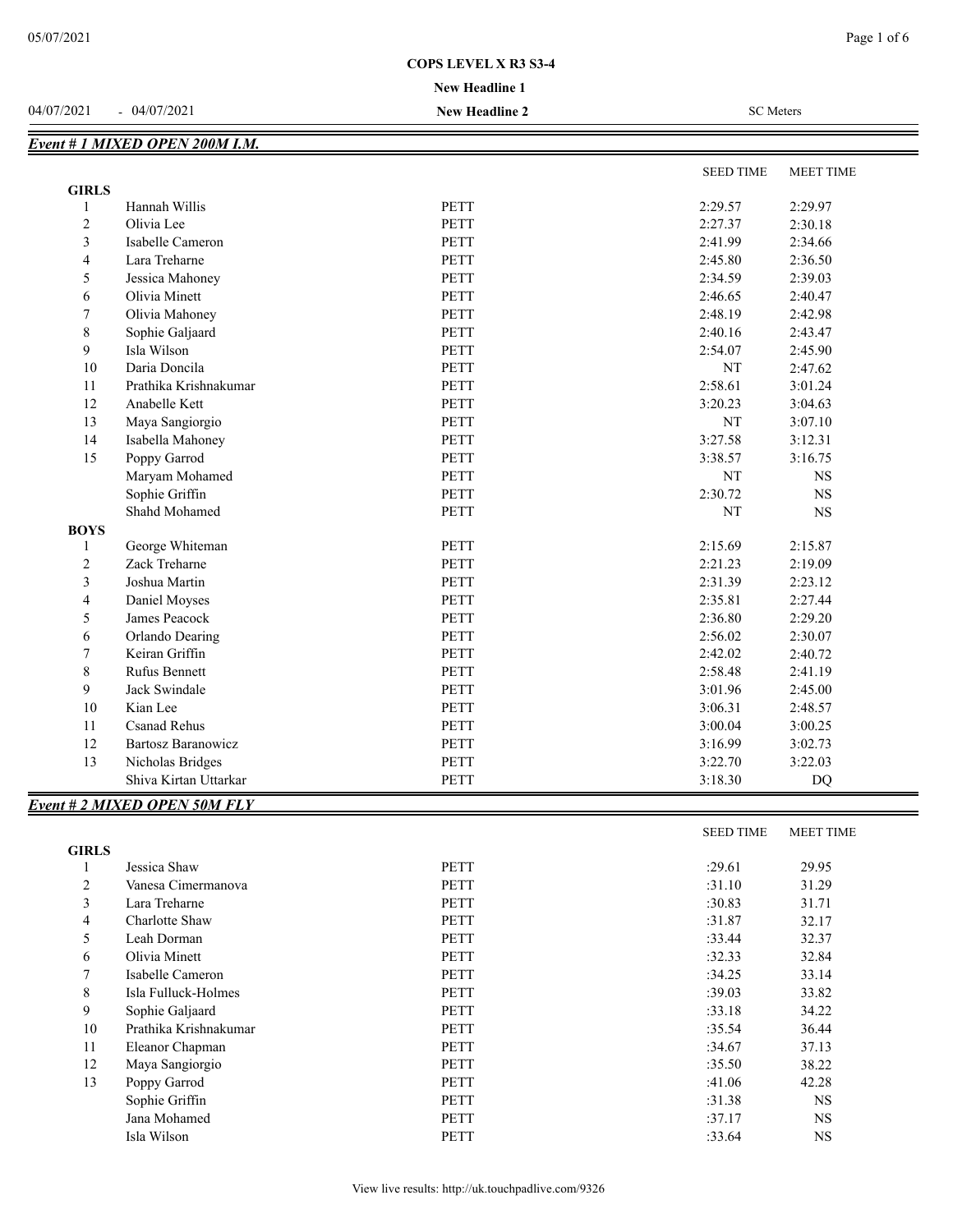# COPS LEVEL X R3 S3-4

**New Headline 1**

04/07/2021 - 04/07/2021 **New Headline 2** SC Meters

## *Event # 1 MIXED OPEN 200M I.M.*

| | | | SEED TIME | MEET TIME |
|---|---|---|---|---|
| **GIRLS** | | | | |
| 1 | Hannah Willis | PETT | 2:29.57 | 2:29.97 |
| 2 | Olivia Lee | PETT | 2:27.37 | 2:30.18 |
| 3 | Isabelle Cameron | PETT | 2:41.99 | 2:34.66 |
| 4 | Lara Treharne | PETT | 2:45.80 | 2:36.50 |
| 5 | Jessica Mahoney | PETT | 2:34.59 | 2:39.03 |
| 6 | Olivia Minett | PETT | 2:46.65 | 2:40.47 |
| 7 | Olivia Mahoney | PETT | 2:48.19 | 2:42.98 |
| 8 | Sophie Galjaard | PETT | 2:40.16 | 2:43.47 |
| 9 | Isla Wilson | PETT | 2:54.07 | 2:45.90 |
| 10 | Daria Doncila | PETT | NT | 2:47.62 |
| 11 | Prathika Krishnakumar | PETT | 2:58.61 | 3:01.24 |
| 12 | Anabelle Kett | PETT | 3:20.23 | 3:04.63 |
| 13 | Maya Sangiorgio | PETT | NT | 3:07.10 |
| 14 | Isabella Mahoney | PETT | 3:27.58 | 3:12.31 |
| 15 | Poppy Garrod | PETT | 3:38.57 | 3:16.75 |
| | Maryam Mohamed | PETT | NT | NS |
| | Sophie Griffin | PETT | 2:30.72 | NS |
| | Shahd Mohamed | PETT | NT | NS |
| **BOYS** | | | | |
| 1 | George Whiteman | PETT | 2:15.69 | 2:15.87 |
| 2 | Zack Treharne | PETT | 2:21.23 | 2:19.09 |
| 3 | Joshua Martin | PETT | 2:31.39 | 2:23.12 |
| 4 | Daniel Moyses | PETT | 2:35.81 | 2:27.44 |
| 5 | James Peacock | PETT | 2:36.80 | 2:29.20 |
| 6 | Orlando Dearing | PETT | 2:56.02 | 2:30.07 |
| 7 | Keiran Griffin | PETT | 2:42.02 | 2:40.72 |
| 8 | Rufus Bennett | PETT | 2:58.48 | 2:41.19 |
| 9 | Jack Swindale | PETT | 3:01.96 | 2:45.00 |
| 10 | Kian Lee | PETT | 3:06.31 | 2:48.57 |
| 11 | Csanad Rehus | PETT | 3:00.04 | 3:00.25 |
| 12 | Bartosz Baranowicz | PETT | 3:16.99 | 3:02.73 |
| 13 | Nicholas Bridges | PETT | 3:22.70 | 3:22.03 |
| | Shiva Kirtan Uttarkar | PETT | 3:18.30 | DQ |

## *Event # 2 MIXED OPEN 50M FLY*

| | | | SEED TIME | MEET TIME |
|---|---|---|---|---|
| **GIRLS** | | | | |
| 1 | Jessica Shaw | PETT | :29.61 | 29.95 |
| 2 | Vanesa Cimermanova | PETT | :31.10 | 31.29 |
| 3 | Lara Treharne | PETT | :30.83 | 31.71 |
| 4 | Charlotte Shaw | PETT | :31.87 | 32.17 |
| 5 | Leah Dorman | PETT | :33.44 | 32.37 |
| 6 | Olivia Minett | PETT | :32.33 | 32.84 |
| 7 | Isabelle Cameron | PETT | :34.25 | 33.14 |
| 8 | Isla Fulluck-Holmes | PETT | :39.03 | 33.82 |
| 9 | Sophie Galjaard | PETT | :33.18 | 34.22 |
| 10 | Prathika Krishnakumar | PETT | :35.54 | 36.44 |
| 11 | Eleanor Chapman | PETT | :34.67 | 37.13 |
| 12 | Maya Sangiorgio | PETT | :35.50 | 38.22 |
| 13 | Poppy Garrod | PETT | :41.06 | 42.28 |
| | Sophie Griffin | PETT | :31.38 | NS |
| | Jana Mohamed | PETT | :37.17 | NS |
| | Isla Wilson | PETT | :33.64 | NS |

View live results: http://uk.touchpadlive.com/9326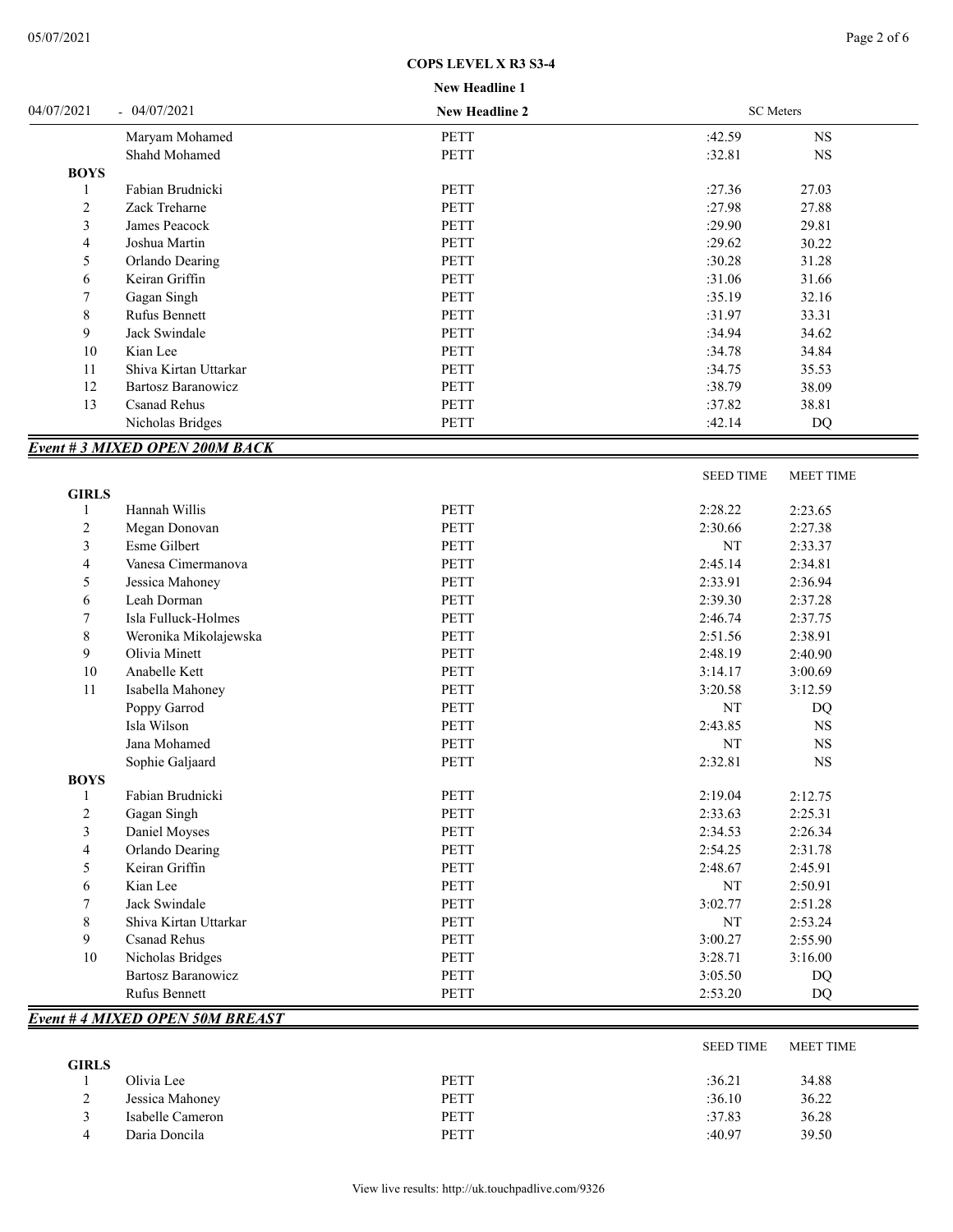COPS LEVEL X R3 S3-4

New Headline 1

| 04/07/2021 - 04/07/2021 | | New Headline 2 | SC Meters | |
|---|---|---|---|---|
| | Maryam Mohamed | PETT | :42.59 | NS |
| | Shahd Mohamed | PETT | :32.81 | NS |
| **BOYS** | | | | |
| 1 | Fabian Brudnicki | PETT | :27.36 | 27.03 |
| 2 | Zack Treharne | PETT | :27.98 | 27.88 |
| 3 | James Peacock | PETT | :29.90 | 29.81 |
| 4 | Joshua Martin | PETT | :29.62 | 30.22 |
| 5 | Orlando Dearing | PETT | :30.28 | 31.28 |
| 6 | Keiran Griffin | PETT | :31.06 | 31.66 |
| 7 | Gagan Singh | PETT | :35.19 | 32.16 |
| 8 | Rufus Bennett | PETT | :31.97 | 33.31 |
| 9 | Jack Swindale | PETT | :34.94 | 34.62 |
| 10 | Kian Lee | PETT | :34.78 | 34.84 |
| 11 | Shiva Kirtan Uttarkar | PETT | :34.75 | 35.53 |
| 12 | Bartosz Baranowicz | PETT | :38.79 | 38.09 |
| 13 | Csanad Rehus | PETT | :37.82 | 38.81 |
| | Nicholas Bridges | PETT | :42.14 | DQ |

## *Event # 3 MIXED OPEN 200M BACK*

| | | | SEED TIME | MEET TIME |
|---|---|---|---|---|
| **GIRLS** | | | | |
| 1 | Hannah Willis | PETT | 2:28.22 | 2:23.65 |
| 2 | Megan Donovan | PETT | 2:30.66 | 2:27.38 |
| 3 | Esme Gilbert | PETT | NT | 2:33.37 |
| 4 | Vanesa Cimermanova | PETT | 2:45.14 | 2:34.81 |
| 5 | Jessica Mahoney | PETT | 2:33.91 | 2:36.94 |
| 6 | Leah Dorman | PETT | 2:39.30 | 2:37.28 |
| 7 | Isla Fulluck-Holmes | PETT | 2:46.74 | 2:37.75 |
| 8 | Weronika Mikolajewska | PETT | 2:51.56 | 2:38.91 |
| 9 | Olivia Minett | PETT | 2:48.19 | 2:40.90 |
| 10 | Anabelle Kett | PETT | 3:14.17 | 3:00.69 |
| 11 | Isabella Mahoney | PETT | 3:20.58 | 3:12.59 |
| | Poppy Garrod | PETT | NT | DQ |
| | Isla Wilson | PETT | 2:43.85 | NS |
| | Jana Mohamed | PETT | NT | NS |
| | Sophie Galjaard | PETT | 2:32.81 | NS |
| **BOYS** | | | | |
| 1 | Fabian Brudnicki | PETT | 2:19.04 | 2:12.75 |
| 2 | Gagan Singh | PETT | 2:33.63 | 2:25.31 |
| 3 | Daniel Moyses | PETT | 2:34.53 | 2:26.34 |
| 4 | Orlando Dearing | PETT | 2:54.25 | 2:31.78 |
| 5 | Keiran Griffin | PETT | 2:48.67 | 2:45.91 |
| 6 | Kian Lee | PETT | NT | 2:50.91 |
| 7 | Jack Swindale | PETT | 3:02.77 | 2:51.28 |
| 8 | Shiva Kirtan Uttarkar | PETT | NT | 2:53.24 |
| 9 | Csanad Rehus | PETT | 3:00.27 | 2:55.90 |
| 10 | Nicholas Bridges | PETT | 3:28.71 | 3:16.00 |
| | Bartosz Baranowicz | PETT | 3:05.50 | DQ |
| | Rufus Bennett | PETT | 2:53.20 | DQ |

## *Event # 4 MIXED OPEN 50M BREAST*

| | | | SEED TIME | MEET TIME |
|---|---|---|---|---|
| **GIRLS** | | | | |
| 1 | Olivia Lee | PETT | :36.21 | 34.88 |
| 2 | Jessica Mahoney | PETT | :36.10 | 36.22 |
| 3 | Isabelle Cameron | PETT | :37.83 | 36.28 |
| 4 | Daria Doncila | PETT | :40.97 | 39.50 |

View live results: http://uk.touchpadlive.com/9326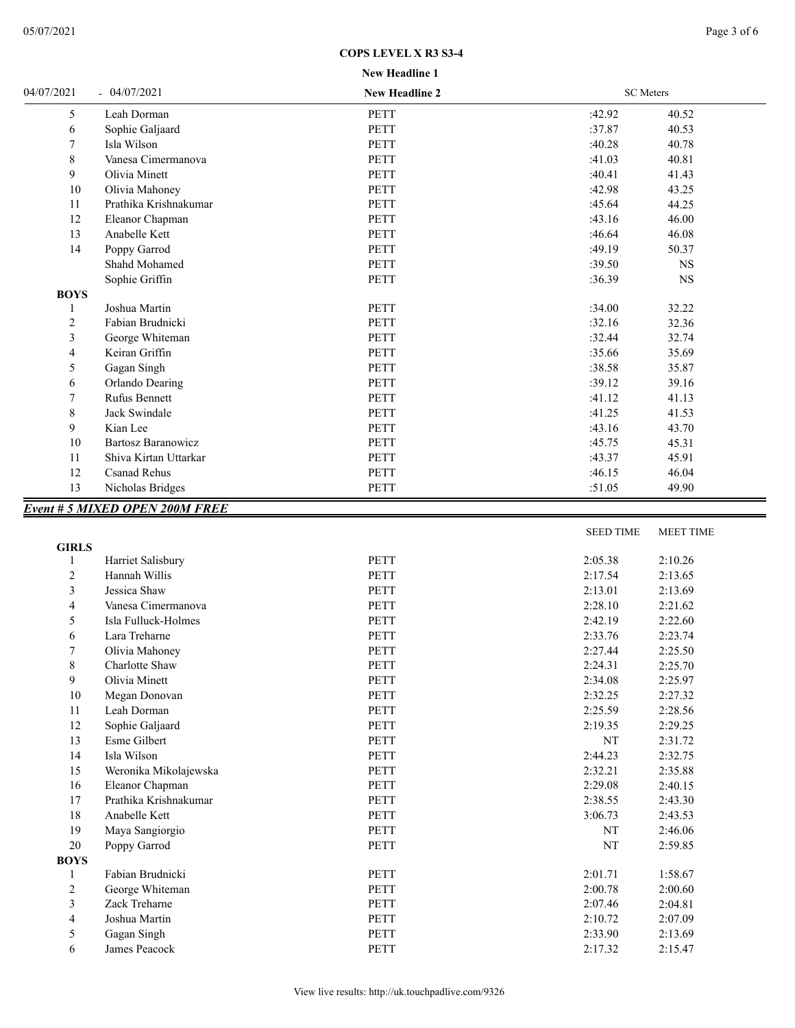COPS LEVEL X R3 S3-4

New Headline 1

04/07/2021 - 04/07/2021 | New Headline 2 | SC Meters

| | | | | |
|---|---|---|---|---|
| 5 | Leah Dorman | PETT | :42.92 | 40.52 |
| 6 | Sophie Galjaard | PETT | :37.87 | 40.53 |
| 7 | Isla Wilson | PETT | :40.28 | 40.78 |
| 8 | Vanesa Cimermanova | PETT | :41.03 | 40.81 |
| 9 | Olivia Minett | PETT | :40.41 | 41.43 |
| 10 | Olivia Mahoney | PETT | :42.98 | 43.25 |
| 11 | Prathika Krishnakumar | PETT | :45.64 | 44.25 |
| 12 | Eleanor Chapman | PETT | :43.16 | 46.00 |
| 13 | Anabelle Kett | PETT | :46.64 | 46.08 |
| 14 | Poppy Garrod | PETT | :49.19 | 50.37 |
| | Shahd Mohamed | PETT | :39.50 | NS |
| | Sophie Griffin | PETT | :36.39 | NS |
| **BOYS** | | | | |
| 1 | Joshua Martin | PETT | :34.00 | 32.22 |
| 2 | Fabian Brudnicki | PETT | :32.16 | 32.36 |
| 3 | George Whiteman | PETT | :32.44 | 32.74 |
| 4 | Keiran Griffin | PETT | :35.66 | 35.69 |
| 5 | Gagan Singh | PETT | :38.58 | 35.87 |
| 6 | Orlando Dearing | PETT | :39.12 | 39.16 |
| 7 | Rufus Bennett | PETT | :41.12 | 41.13 |
| 8 | Jack Swindale | PETT | :41.25 | 41.53 |
| 9 | Kian Lee | PETT | :43.16 | 43.70 |
| 10 | Bartosz Baranowicz | PETT | :45.75 | 45.31 |
| 11 | Shiva Kirtan Uttarkar | PETT | :43.37 | 45.91 |
| 12 | Csanad Rehus | PETT | :46.15 | 46.04 |
| 13 | Nicholas Bridges | PETT | :51.05 | 49.90 |

## *Event # 5 MIXED OPEN 200M FREE*

| | | | SEED TIME | MEET TIME |
|---|---|---|---|---|
| **GIRLS** | | | | |
| 1 | Harriet Salisbury | PETT | 2:05.38 | 2:10.26 |
| 2 | Hannah Willis | PETT | 2:17.54 | 2:13.65 |
| 3 | Jessica Shaw | PETT | 2:13.01 | 2:13.69 |
| 4 | Vanesa Cimermanova | PETT | 2:28.10 | 2:21.62 |
| 5 | Isla Fulluck-Holmes | PETT | 2:42.19 | 2:22.60 |
| 6 | Lara Treharne | PETT | 2:33.76 | 2:23.74 |
| 7 | Olivia Mahoney | PETT | 2:27.44 | 2:25.50 |
| 8 | Charlotte Shaw | PETT | 2:24.31 | 2:25.70 |
| 9 | Olivia Minett | PETT | 2:34.08 | 2:25.97 |
| 10 | Megan Donovan | PETT | 2:32.25 | 2:27.32 |
| 11 | Leah Dorman | PETT | 2:25.59 | 2:28.56 |
| 12 | Sophie Galjaard | PETT | 2:19.35 | 2:29.25 |
| 13 | Esme Gilbert | PETT | NT | 2:31.72 |
| 14 | Isla Wilson | PETT | 2:44.23 | 2:32.75 |
| 15 | Weronika Mikolajewska | PETT | 2:32.21 | 2:35.88 |
| 16 | Eleanor Chapman | PETT | 2:29.08 | 2:40.15 |
| 17 | Prathika Krishnakumar | PETT | 2:38.55 | 2:43.30 |
| 18 | Anabelle Kett | PETT | 3:06.73 | 2:43.53 |
| 19 | Maya Sangiorgio | PETT | NT | 2:46.06 |
| 20 | Poppy Garrod | PETT | NT | 2:59.85 |
| **BOYS** | | | | |
| 1 | Fabian Brudnicki | PETT | 2:01.71 | 1:58.67 |
| 2 | George Whiteman | PETT | 2:00.78 | 2:00.60 |
| 3 | Zack Treharne | PETT | 2:07.46 | 2:04.81 |
| 4 | Joshua Martin | PETT | 2:10.72 | 2:07.09 |
| 5 | Gagan Singh | PETT | 2:33.90 | 2:13.69 |
| 6 | James Peacock | PETT | 2:17.32 | 2:15.47 |

View live results: http://uk.touchpadlive.com/9326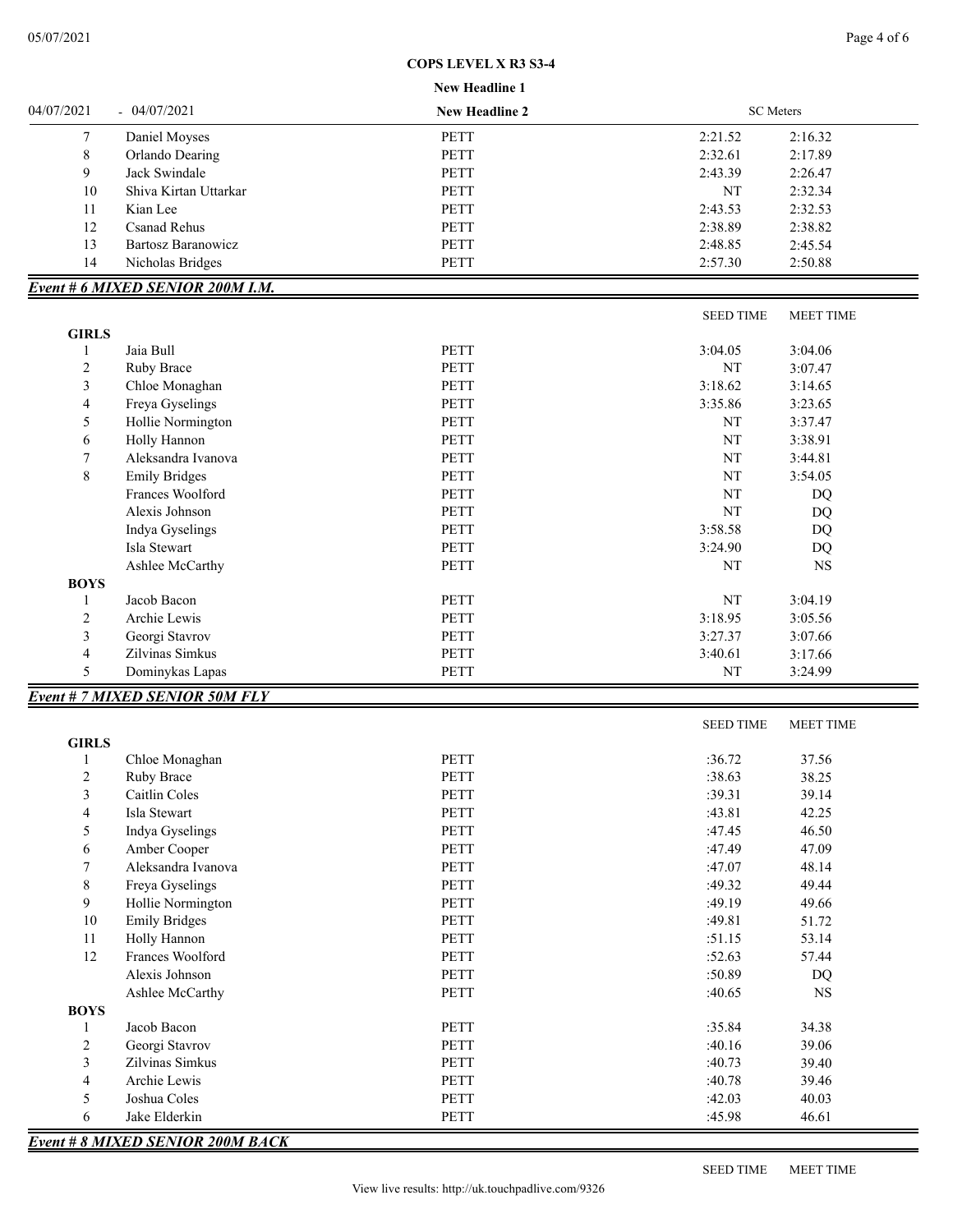COPS LEVEL X R3 S3-4

New Headline 1

04/07/2021 - 04/07/2021 | New Headline 2 | SC Meters

| | | | | |
|---|---|---|---|---|
| 7 | Daniel Moyses | PETT | 2:21.52 | 2:16.32 |
| 8 | Orlando Dearing | PETT | 2:32.61 | 2:17.89 |
| 9 | Jack Swindale | PETT | 2:43.39 | 2:26.47 |
| 10 | Shiva Kirtan Uttarkar | PETT | NT | 2:32.34 |
| 11 | Kian Lee | PETT | 2:43.53 | 2:32.53 |
| 12 | Csanad Rehus | PETT | 2:38.89 | 2:38.82 |
| 13 | Bartosz Baranowicz | PETT | 2:48.85 | 2:45.54 |
| 14 | Nicholas Bridges | PETT | 2:57.30 | 2:50.88 |

## *Event # 6 MIXED SENIOR 200M I.M.*

| | | | SEED TIME | MEET TIME |
|---|---|---|---|---|
| **GIRLS** | | | | |
| 1 | Jaia Bull | PETT | 3:04.05 | 3:04.06 |
| 2 | Ruby Brace | PETT | NT | 3:07.47 |
| 3 | Chloe Monaghan | PETT | 3:18.62 | 3:14.65 |
| 4 | Freya Gyselings | PETT | 3:35.86 | 3:23.65 |
| 5 | Hollie Normington | PETT | NT | 3:37.47 |
| 6 | Holly Hannon | PETT | NT | 3:38.91 |
| 7 | Aleksandra Ivanova | PETT | NT | 3:44.81 |
| 8 | Emily Bridges | PETT | NT | 3:54.05 |
| | Frances Woolford | PETT | NT | DQ |
| | Alexis Johnson | PETT | NT | DQ |
| | Indya Gyselings | PETT | 3:58.58 | DQ |
| | Isla Stewart | PETT | 3:24.90 | DQ |
| | Ashlee McCarthy | PETT | NT | NS |
| **BOYS** | | | | |
| 1 | Jacob Bacon | PETT | NT | 3:04.19 |
| 2 | Archie Lewis | PETT | 3:18.95 | 3:05.56 |
| 3 | Georgi Stavrov | PETT | 3:27.37 | 3:07.66 |
| 4 | Zilvinas Simkus | PETT | 3:40.61 | 3:17.66 |
| 5 | Dominykas Lapas | PETT | NT | 3:24.99 |

## *Event # 7 MIXED SENIOR 50M FLY*

| | | | SEED TIME | MEET TIME |
|---|---|---|---|---|
| **GIRLS** | | | | |
| 1 | Chloe Monaghan | PETT | :36.72 | 37.56 |
| 2 | Ruby Brace | PETT | :38.63 | 38.25 |
| 3 | Caitlin Coles | PETT | :39.31 | 39.14 |
| 4 | Isla Stewart | PETT | :43.81 | 42.25 |
| 5 | Indya Gyselings | PETT | :47.45 | 46.50 |
| 6 | Amber Cooper | PETT | :47.49 | 47.09 |
| 7 | Aleksandra Ivanova | PETT | :47.07 | 48.14 |
| 8 | Freya Gyselings | PETT | :49.32 | 49.44 |
| 9 | Hollie Normington | PETT | :49.19 | 49.66 |
| 10 | Emily Bridges | PETT | :49.81 | 51.72 |
| 11 | Holly Hannon | PETT | :51.15 | 53.14 |
| 12 | Frances Woolford | PETT | :52.63 | 57.44 |
| | Alexis Johnson | PETT | :50.89 | DQ |
| | Ashlee McCarthy | PETT | :40.65 | NS |
| **BOYS** | | | | |
| 1 | Jacob Bacon | PETT | :35.84 | 34.38 |
| 2 | Georgi Stavrov | PETT | :40.16 | 39.06 |
| 3 | Zilvinas Simkus | PETT | :40.73 | 39.40 |
| 4 | Archie Lewis | PETT | :40.78 | 39.46 |
| 5 | Joshua Coles | PETT | :42.03 | 40.03 |
| 6 | Jake Elderkin | PETT | :45.98 | 46.61 |

## *Event # 8 MIXED SENIOR 200M BACK*

SEED TIME | MEET TIME

View live results: http://uk.touchpadlive.com/9326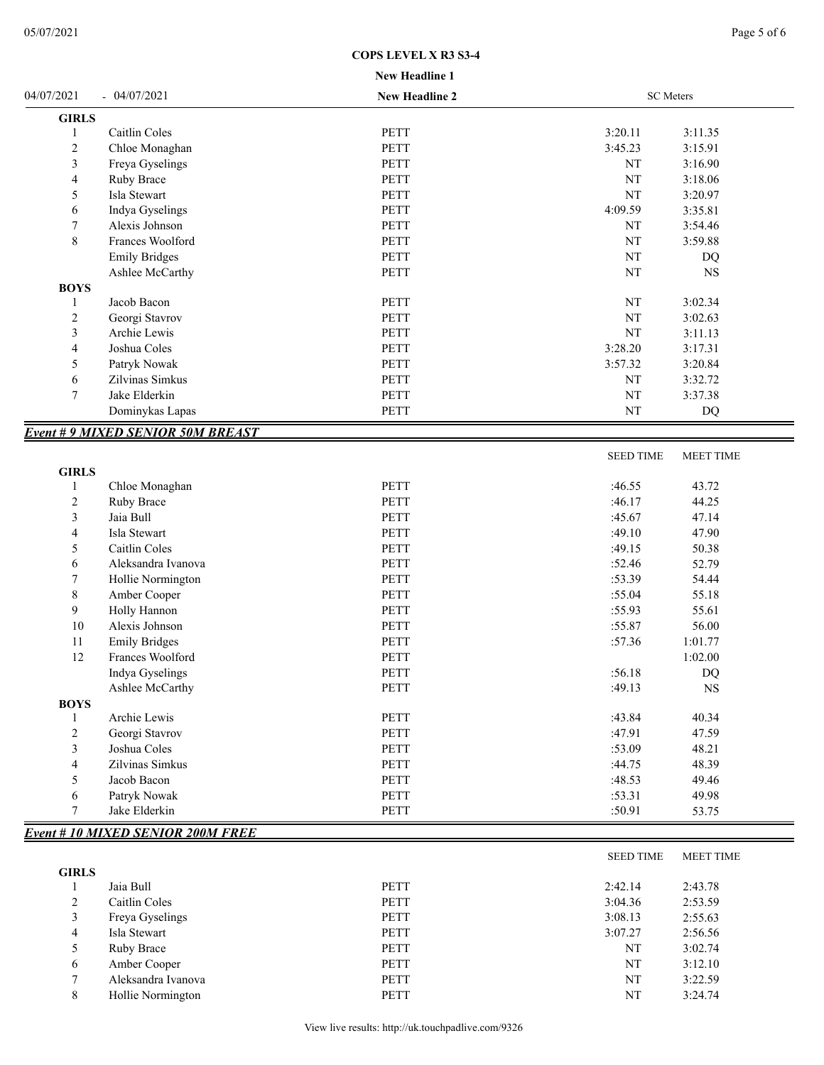**COPS LEVEL X R3 S3-4**

**New Headline 1**

04/07/2021 - 04/07/2021 **New Headline 2** SC Meters

| Place | Name | Team | Seed Time | Meet Time |
|---|---|---|---|---|
| **GIRLS** | | | | |
| 1 | Caitlin Coles | PETT | 3:20.11 | 3:11.35 |
| 2 | Chloe Monaghan | PETT | 3:45.23 | 3:15.91 |
| 3 | Freya Gyselings | PETT | NT | 3:16.90 |
| 4 | Ruby Brace | PETT | NT | 3:18.06 |
| 5 | Isla Stewart | PETT | NT | 3:20.97 |
| 6 | Indya Gyselings | PETT | 4:09.59 | 3:35.81 |
| 7 | Alexis Johnson | PETT | NT | 3:54.46 |
| 8 | Frances Woolford | PETT | NT | 3:59.88 |
| | Emily Bridges | PETT | NT | DQ |
| | Ashlee McCarthy | PETT | NT | NS |
| **BOYS** | | | | |
| 1 | Jacob Bacon | PETT | NT | 3:02.34 |
| 2 | Georgi Stavrov | PETT | NT | 3:02.63 |
| 3 | Archie Lewis | PETT | NT | 3:11.13 |
| 4 | Joshua Coles | PETT | 3:28.20 | 3:17.31 |
| 5 | Patryk Nowak | PETT | 3:57.32 | 3:20.84 |
| 6 | Zilvinas Simkus | PETT | NT | 3:32.72 |
| 7 | Jake Elderkin | PETT | NT | 3:37.38 |
| | Dominykas Lapas | PETT | NT | DQ |

## Event # 9 MIXED SENIOR 50M BREAST

| Place | Name | Team | SEED TIME | MEET TIME |
|---|---|---|---|---|
| **GIRLS** | | | | |
| 1 | Chloe Monaghan | PETT | :46.55 | 43.72 |
| 2 | Ruby Brace | PETT | :46.17 | 44.25 |
| 3 | Jaia Bull | PETT | :45.67 | 47.14 |
| 4 | Isla Stewart | PETT | :49.10 | 47.90 |
| 5 | Caitlin Coles | PETT | :49.15 | 50.38 |
| 6 | Aleksandra Ivanova | PETT | :52.46 | 52.79 |
| 7 | Hollie Normington | PETT | :53.39 | 54.44 |
| 8 | Amber Cooper | PETT | :55.04 | 55.18 |
| 9 | Holly Hannon | PETT | :55.93 | 55.61 |
| 10 | Alexis Johnson | PETT | :55.87 | 56.00 |
| 11 | Emily Bridges | PETT | :57.36 | 1:01.77 |
| 12 | Frances Woolford | PETT | | 1:02.00 |
| | Indya Gyselings | PETT | :56.18 | DQ |
| | Ashlee McCarthy | PETT | :49.13 | NS |
| **BOYS** | | | | |
| 1 | Archie Lewis | PETT | :43.84 | 40.34 |
| 2 | Georgi Stavrov | PETT | :47.91 | 47.59 |
| 3 | Joshua Coles | PETT | :53.09 | 48.21 |
| 4 | Zilvinas Simkus | PETT | :44.75 | 48.39 |
| 5 | Jacob Bacon | PETT | :48.53 | 49.46 |
| 6 | Patryk Nowak | PETT | :53.31 | 49.98 |
| 7 | Jake Elderkin | PETT | :50.91 | 53.75 |

## Event # 10 MIXED SENIOR 200M FREE

| Place | Name | Team | SEED TIME | MEET TIME |
|---|---|---|---|---|
| **GIRLS** | | | | |
| 1 | Jaia Bull | PETT | 2:42.14 | 2:43.78 |
| 2 | Caitlin Coles | PETT | 3:04.36 | 2:53.59 |
| 3 | Freya Gyselings | PETT | 3:08.13 | 2:55.63 |
| 4 | Isla Stewart | PETT | 3:07.27 | 2:56.56 |
| 5 | Ruby Brace | PETT | NT | 3:02.74 |
| 6 | Amber Cooper | PETT | NT | 3:12.10 |
| 7 | Aleksandra Ivanova | PETT | NT | 3:22.59 |
| 8 | Hollie Normington | PETT | NT | 3:24.74 |

View live results: http://uk.touchpadlive.com/9326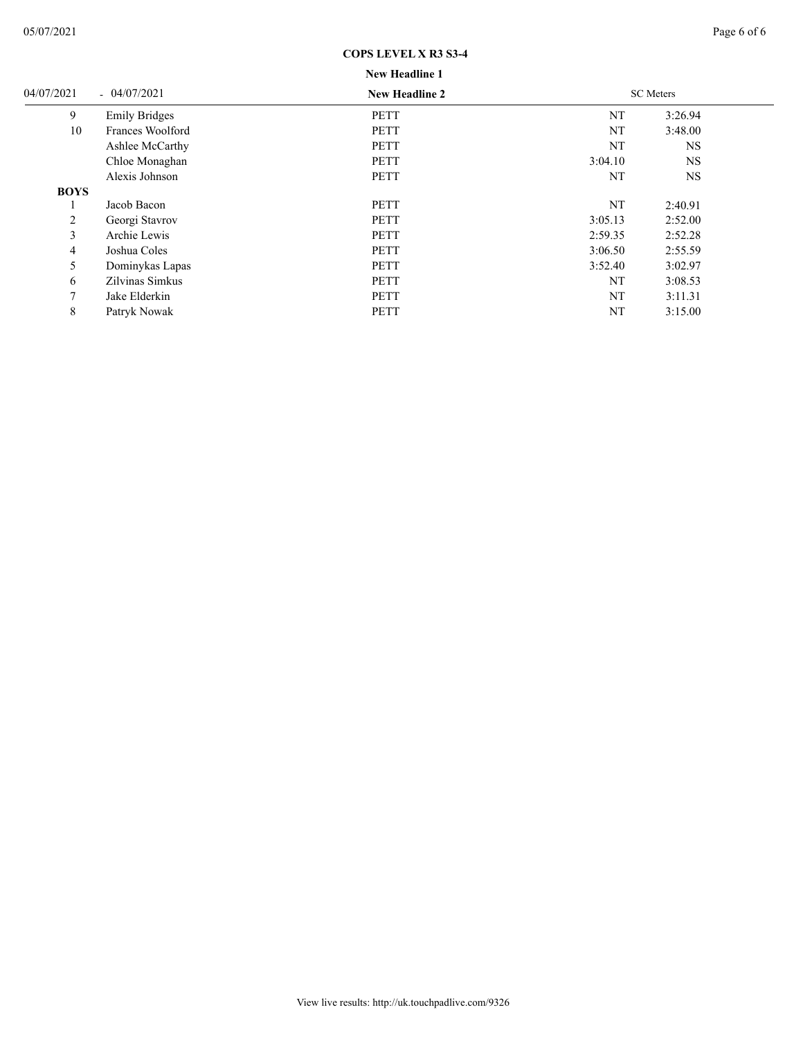**COPS LEVEL X R3 S3-4**

**New Headline 1**

04/07/2021 - 04/07/2021 **New Headline 2** SC Meters

| | | | | |
|---|---|---|---|---|
| 9 | Emily Bridges | PETT | NT | 3:26.94 |
| 10 | Frances Woolford | PETT | NT | 3:48.00 |
| | Ashlee McCarthy | PETT | NT | NS |
| | Chloe Monaghan | PETT | 3:04.10 | NS |
| | Alexis Johnson | PETT | NT | NS |
| **BOYS** | | | | |
| 1 | Jacob Bacon | PETT | NT | 2:40.91 |
| 2 | Georgi Stavrov | PETT | 3:05.13 | 2:52.00 |
| 3 | Archie Lewis | PETT | 2:59.35 | 2:52.28 |
| 4 | Joshua Coles | PETT | 3:06.50 | 2:55.59 |
| 5 | Dominykas Lapas | PETT | 3:52.40 | 3:02.97 |
| 6 | Zilvinas Simkus | PETT | NT | 3:08.53 |
| 7 | Jake Elderkin | PETT | NT | 3:11.31 |
| 8 | Patryk Nowak | PETT | NT | 3:15.00 |

View live results: http://uk.touchpadlive.com/9326